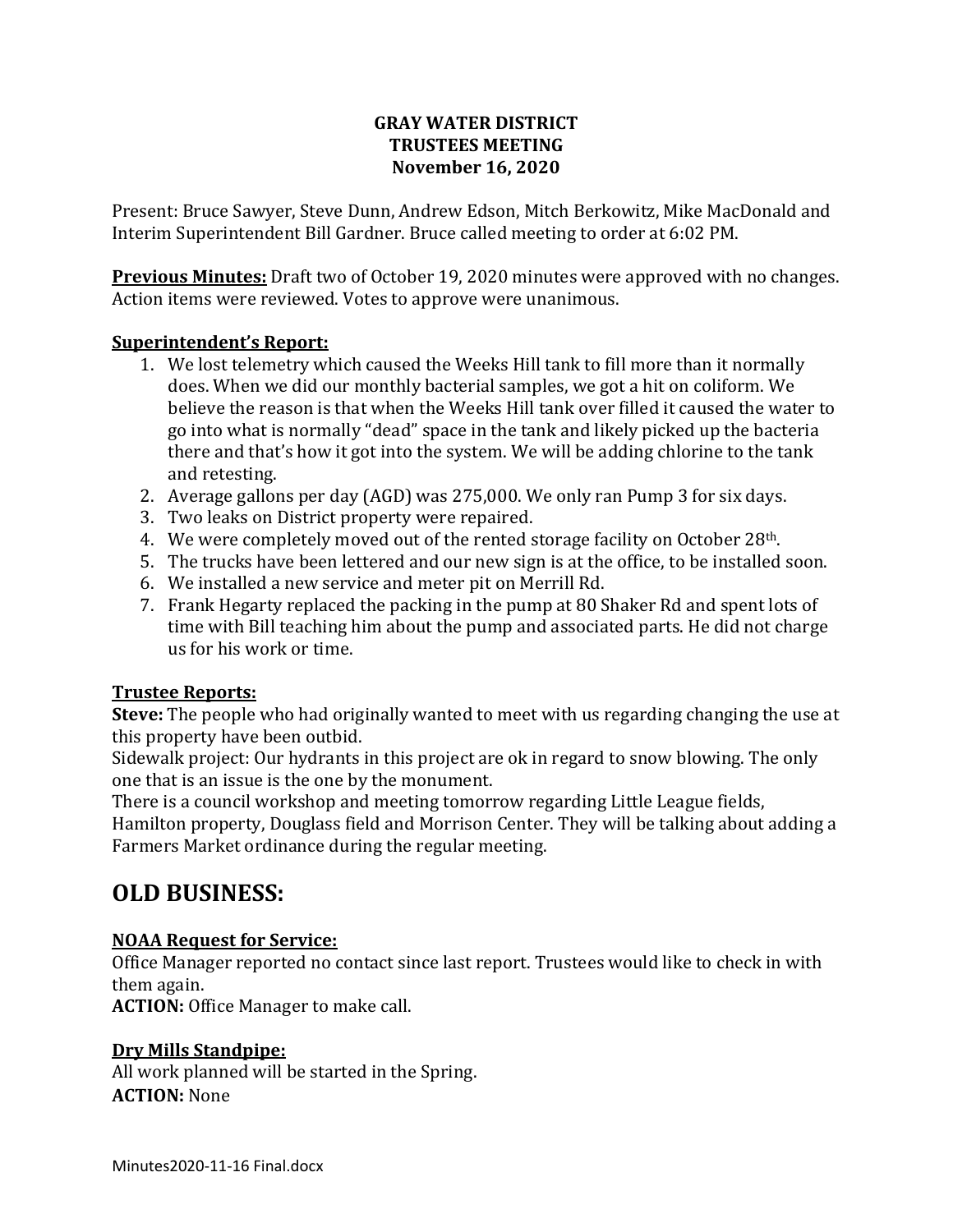**GRAY WATER DISTRICT**
**TRUSTEES MEETING**
**November 16, 2020**

Present: Bruce Sawyer, Steve Dunn, Andrew Edson, Mitch Berkowitz, Mike MacDonald and Interim Superintendent Bill Gardner. Bruce called meeting to order at 6:02 PM.

**Previous Minutes:** Draft two of October 19, 2020 minutes were approved with no changes. Action items were reviewed. Votes to approve were unanimous.

**Superintendent's Report:**

1. We lost telemetry which caused the Weeks Hill tank to fill more than it normally does. When we did our monthly bacterial samples, we got a hit on coliform. We believe the reason is that when the Weeks Hill tank over filled it caused the water to go into what is normally "dead" space in the tank and likely picked up the bacteria there and that's how it got into the system. We will be adding chlorine to the tank and retesting.
2. Average gallons per day (AGD) was 275,000. We only ran Pump 3 for six days.
3. Two leaks on District property were repaired.
4. We were completely moved out of the rented storage facility on October 28th.
5. The trucks have been lettered and our new sign is at the office, to be installed soon.
6. We installed a new service and meter pit on Merrill Rd.
7. Frank Hegarty replaced the packing in the pump at 80 Shaker Rd and spent lots of time with Bill teaching him about the pump and associated parts. He did not charge us for his work or time.

**Trustee Reports:**

**Steve:** The people who had originally wanted to meet with us regarding changing the use at this property have been outbid.
Sidewalk project: Our hydrants in this project are ok in regard to snow blowing. The only one that is an issue is the one by the monument.
There is a council workshop and meeting tomorrow regarding Little League fields, Hamilton property, Douglass field and Morrison Center. They will be talking about adding a Farmers Market ordinance during the regular meeting.

# OLD BUSINESS:

**NOAA Request for Service:**
Office Manager reported no contact since last report. Trustees would like to check in with them again.
**ACTION:** Office Manager to make call.

**Dry Mills Standpipe:**
All work planned will be started in the Spring.
**ACTION:** None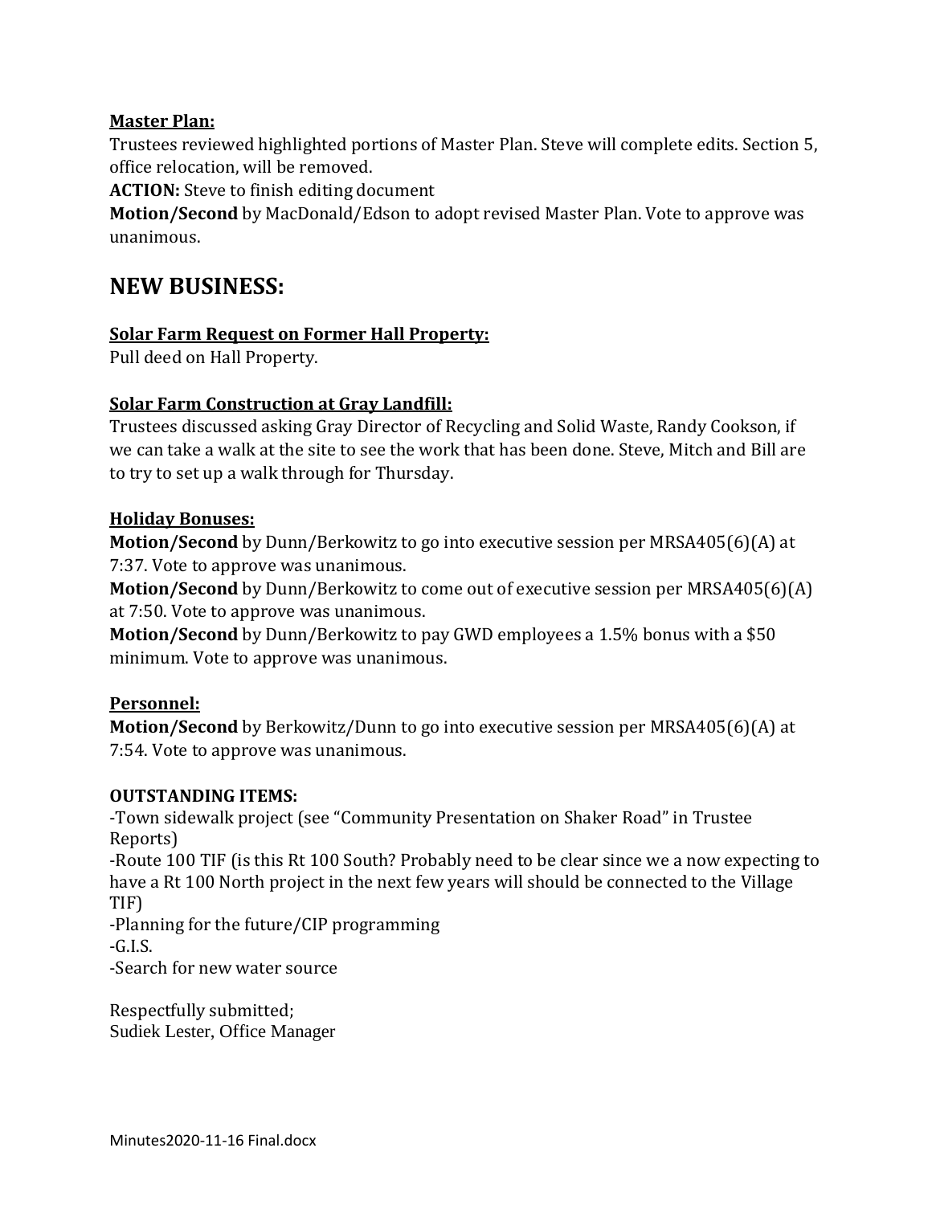**Master Plan:**

Trustees reviewed highlighted portions of Master Plan. Steve will complete edits. Section 5, office relocation, will be removed.

**ACTION:** Steve to finish editing document

**Motion/Second** by MacDonald/Edson to adopt revised Master Plan. Vote to approve was unanimous.

## NEW BUSINESS:

**Solar Farm Request on Former Hall Property:**

Pull deed on Hall Property.

**Solar Farm Construction at Gray Landfill:**

Trustees discussed asking Gray Director of Recycling and Solid Waste, Randy Cookson, if we can take a walk at the site to see the work that has been done. Steve, Mitch and Bill are to try to set up a walk through for Thursday.

**Holiday Bonuses:**

**Motion/Second** by Dunn/Berkowitz to go into executive session per MRSA405(6)(A) at 7:37. Vote to approve was unanimous.

**Motion/Second** by Dunn/Berkowitz to come out of executive session per MRSA405(6)(A) at 7:50. Vote to approve was unanimous.

**Motion/Second** by Dunn/Berkowitz to pay GWD employees a 1.5% bonus with a $50 minimum. Vote to approve was unanimous.

**Personnel:**

**Motion/Second** by Berkowitz/Dunn to go into executive session per MRSA405(6)(A) at 7:54. Vote to approve was unanimous.

**OUTSTANDING ITEMS:**

-Town sidewalk project (see "Community Presentation on Shaker Road" in Trustee Reports)

-Route 100 TIF (is this Rt 100 South? Probably need to be clear since we a now expecting to have a Rt 100 North project in the next few years will should be connected to the Village TIF)

-Planning for the future/CIP programming

-G.I.S.

-Search for new water source

Respectfully submitted;

Sudiek Lester, Office Manager